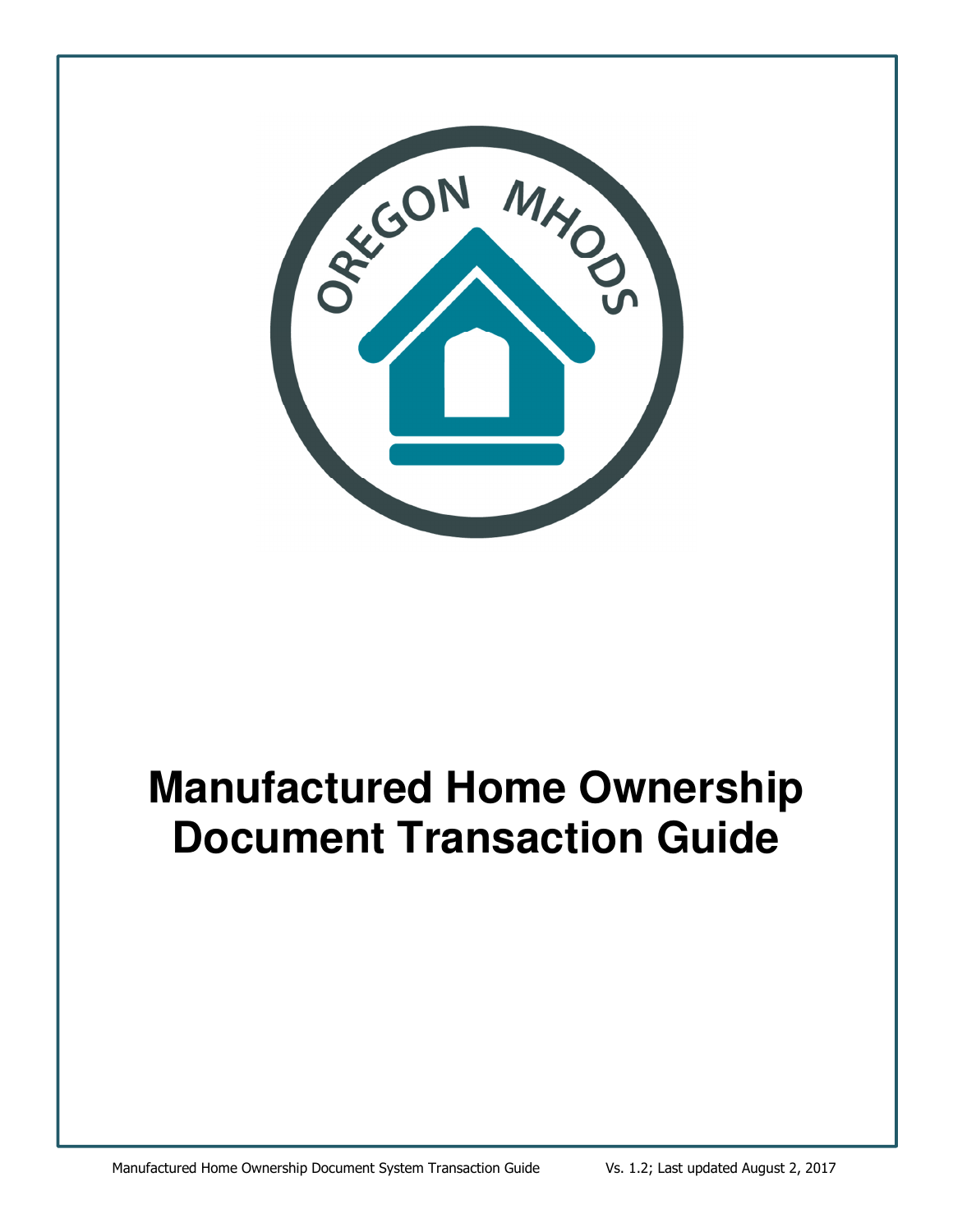# Manufactured Home Ownership Document Transaction Guide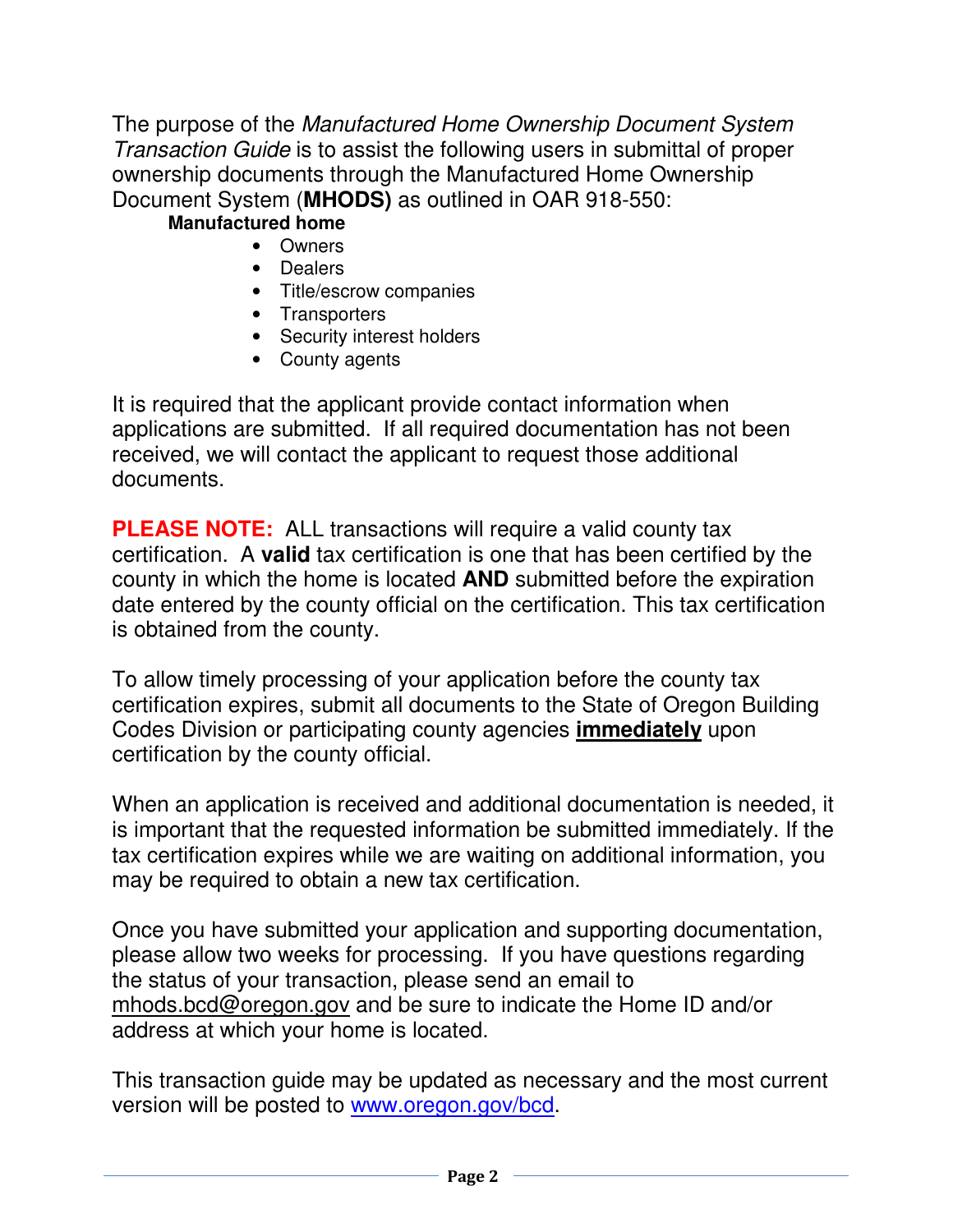The purpose of the *Manufactured Home Ownership Document System Transaction Guide* is to assist the following users in submittal of proper ownership documents through the Manufactured Home Ownership Document System (**MHODS)** as outlined in OAR 918-550:

**Manufactured home**

- Owners
- Dealers
- Title/escrow companies
- Transporters
- Security interest holders
- County agents

It is required that the applicant provide contact information when applications are submitted. If all required documentation has not been received, we will contact the applicant to request those additional documents.

**PLEASE NOTE:** ALL transactions will require a valid county tax certification. A **valid** tax certification is one that has been certified by the county in which the home is located **AND** submitted before the expiration date entered by the county official on the certification. This tax certification is obtained from the county.

To allow timely processing of your application before the county tax certification expires, submit all documents to the State of Oregon Building Codes Division or participating county agencies **immediately** upon certification by the county official.

When an application is received and additional documentation is needed, it is important that the requested information be submitted immediately. If the tax certification expires while we are waiting on additional information, you may be required to obtain a new tax certification.

Once you have submitted your application and supporting documentation, please allow two weeks for processing. If you have questions regarding the status of your transaction, please send an email to mhods.bcd@oregon.gov and be sure to indicate the Home ID and/or address at which your home is located.

This transaction guide may be updated as necessary and the most current version will be posted to www.oregon.gov/bcd.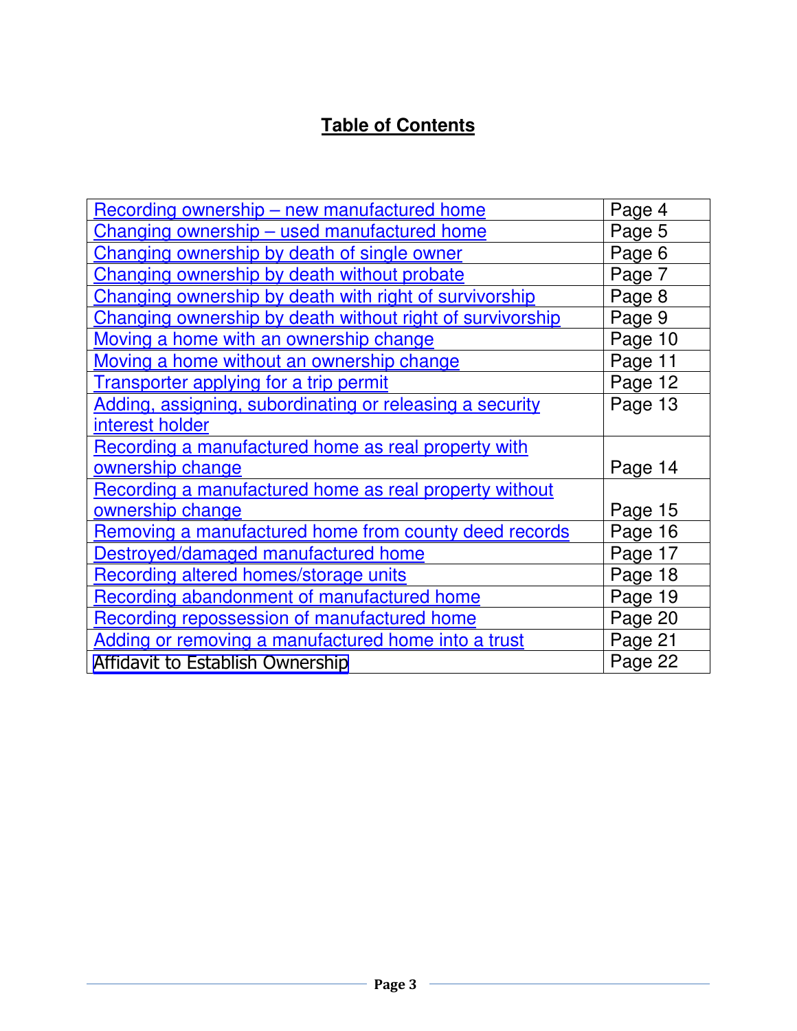# Table of Contents

| | |
|---|---|
| Recording ownership – new manufactured home | Page 4 |
| Changing ownership – used manufactured home | Page 5 |
| Changing ownership by death of single owner | Page 6 |
| Changing ownership by death without probate | Page 7 |
| Changing ownership by death with right of survivorship | Page 8 |
| Changing ownership by death without right of survivorship | Page 9 |
| Moving a home with an ownership change | Page 10 |
| Moving a home without an ownership change | Page 11 |
| Transporter applying for a trip permit | Page 12 |
| Adding, assigning, subordinating or releasing a security interest holder | Page 13 |
| Recording a manufactured home as real property with ownership change | Page 14 |
| Recording a manufactured home as real property without ownership change | Page 15 |
| Removing a manufactured home from county deed records | Page 16 |
| Destroyed/damaged manufactured home | Page 17 |
| Recording altered homes/storage units | Page 18 |
| Recording abandonment of manufactured home | Page 19 |
| Recording repossession of manufactured home | Page 20 |
| Adding or removing a manufactured home into a trust | Page 21 |
| Affidavit to Establish Ownership | Page 22 |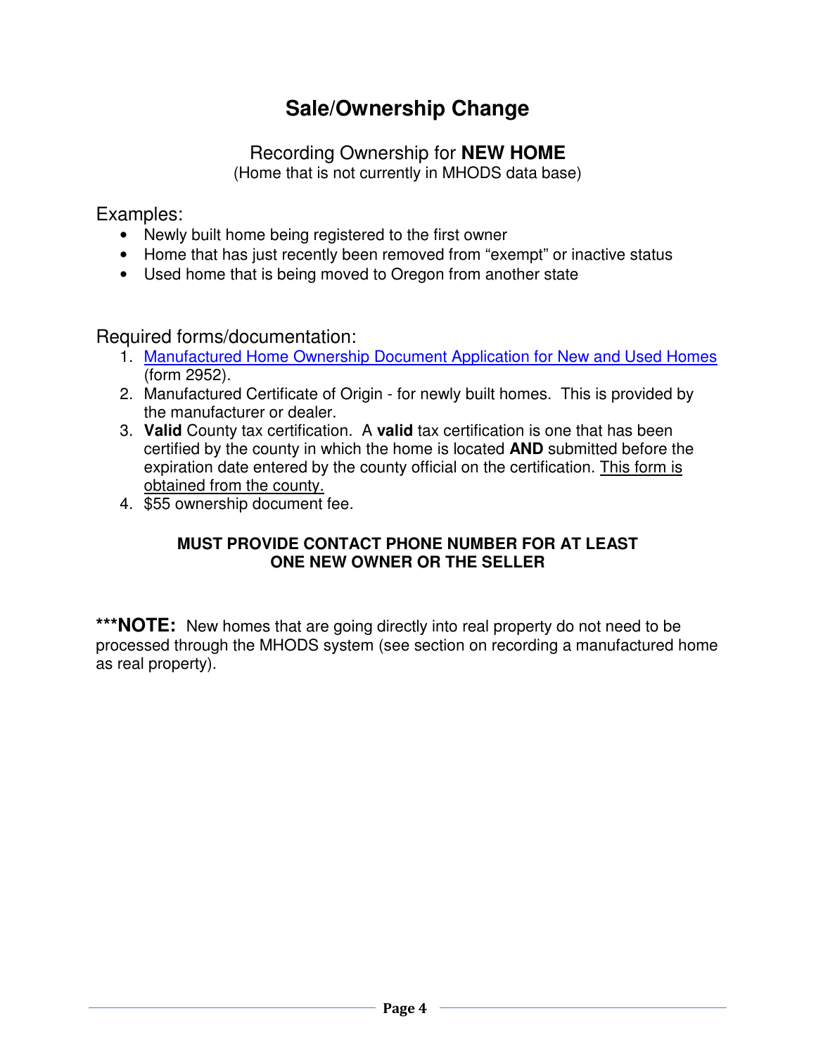# Sale/Ownership Change

## Recording Ownership for **NEW HOME**

(Home that is not currently in MHODS data base)

Examples:

- Newly built home being registered to the first owner
- Home that has just recently been removed from "exempt" or inactive status
- Used home that is being moved to Oregon from another state

Required forms/documentation:

1. Manufactured Home Ownership Document Application for New and Used Homes (form 2952).
2. Manufactured Certificate of Origin - for newly built homes. This is provided by the manufacturer or dealer.
3. **Valid** County tax certification. A **valid** tax certification is one that has been certified by the county in which the home is located **AND** submitted before the expiration date entered by the county official on the certification. This form is obtained from the county.
4. $55 ownership document fee.

**MUST PROVIDE CONTACT PHONE NUMBER FOR AT LEAST ONE NEW OWNER OR THE SELLER**

***__NOTE:__** New homes that are going directly into real property do not need to be processed through the MHODS system (see section on recording a manufactured home as real property).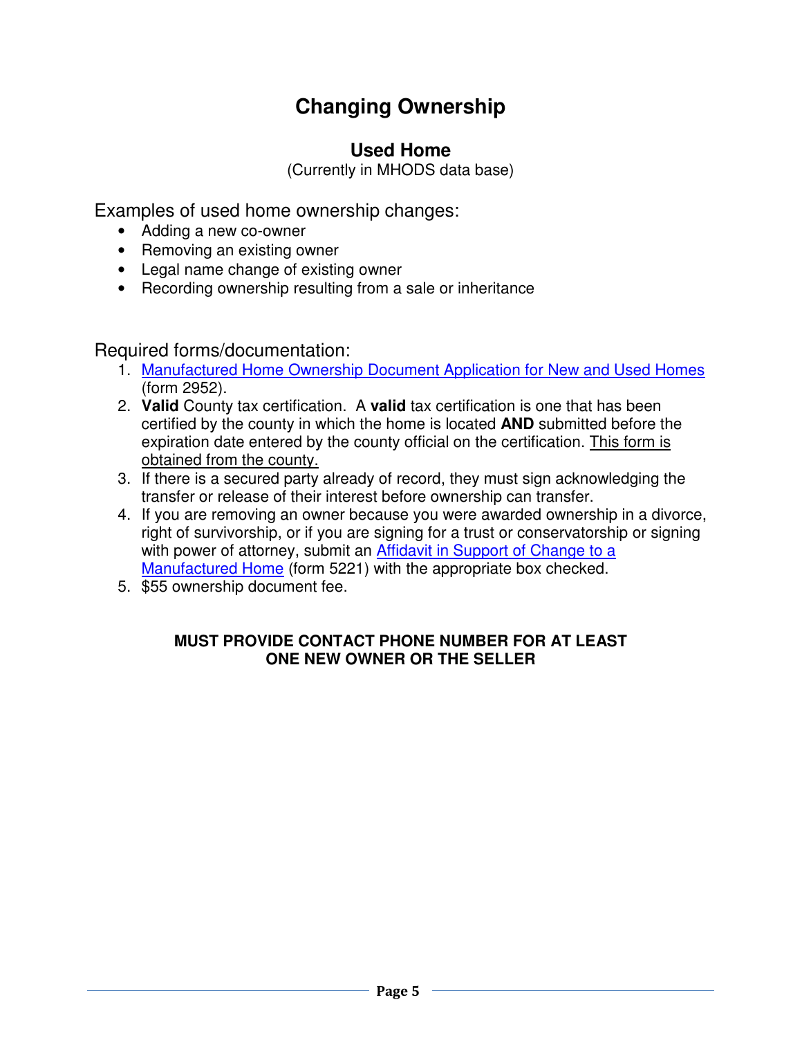# Changing Ownership

## Used Home

(Currently in MHODS data base)

Examples of used home ownership changes:

- Adding a new co-owner
- Removing an existing owner
- Legal name change of existing owner
- Recording ownership resulting from a sale or inheritance

Required forms/documentation:

1. Manufactured Home Ownership Document Application for New and Used Homes (form 2952).
2. **Valid** County tax certification. A **valid** tax certification is one that has been certified by the county in which the home is located **AND** submitted before the expiration date entered by the county official on the certification. This form is obtained from the county.
3. If there is a secured party already of record, they must sign acknowledging the transfer or release of their interest before ownership can transfer.
4. If you are removing an owner because you were awarded ownership in a divorce, right of survivorship, or if you are signing for a trust or conservatorship or signing with power of attorney, submit an Affidavit in Support of Change to a Manufactured Home (form 5221) with the appropriate box checked.
5. $55 ownership document fee.

**MUST PROVIDE CONTACT PHONE NUMBER FOR AT LEAST ONE NEW OWNER OR THE SELLER**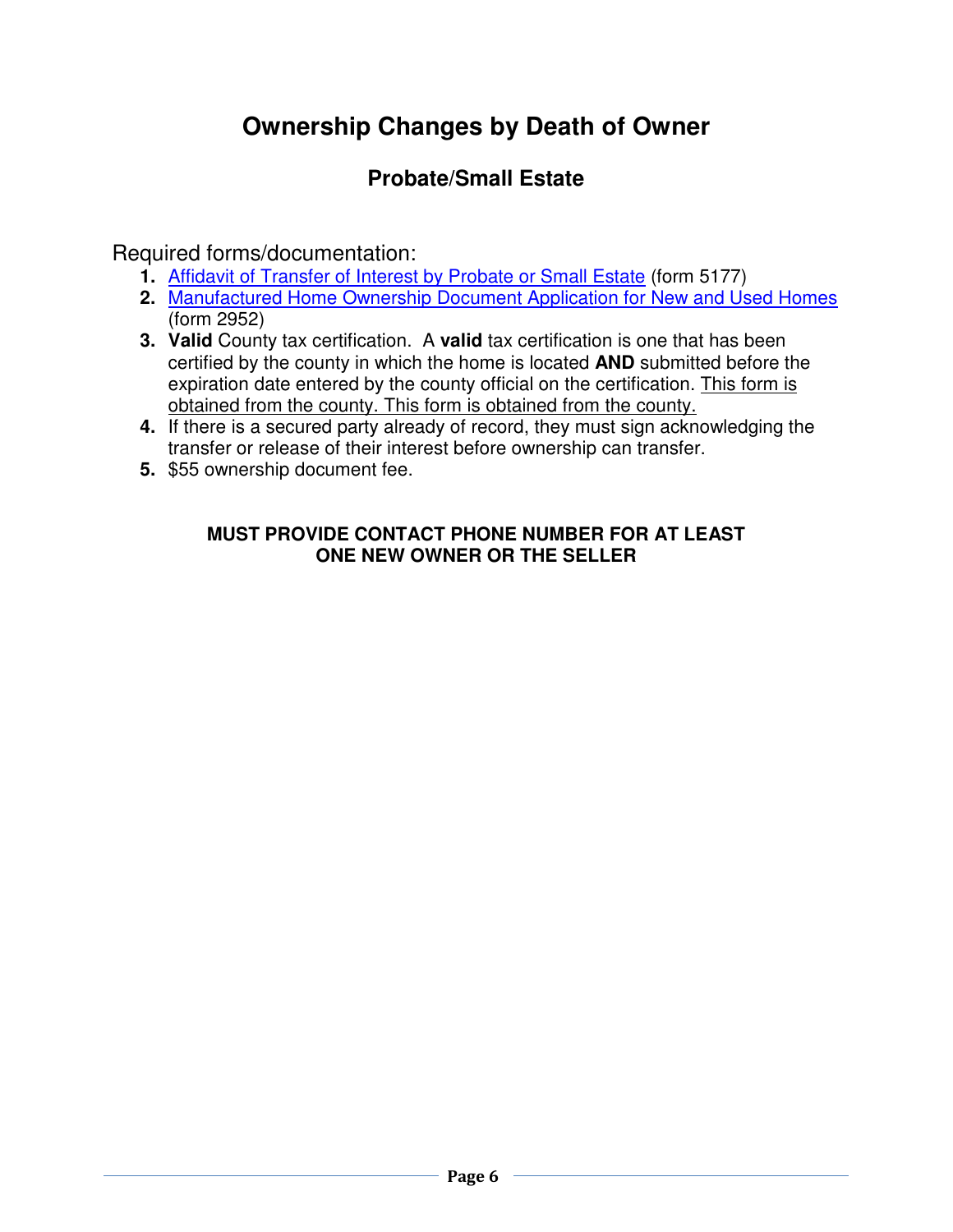# Ownership Changes by Death of Owner

## Probate/Small Estate

Required forms/documentation:

1. Affidavit of Transfer of Interest by Probate or Small Estate (form 5177)
2. Manufactured Home Ownership Document Application for New and Used Homes (form 2952)
3. **Valid** County tax certification. A **valid** tax certification is one that has been certified by the county in which the home is located **AND** submitted before the expiration date entered by the county official on the certification. This form is obtained from the county. This form is obtained from the county.
4. If there is a secured party already of record, they must sign acknowledging the transfer or release of their interest before ownership can transfer.
5. $55 ownership document fee.

**MUST PROVIDE CONTACT PHONE NUMBER FOR AT LEAST ONE NEW OWNER OR THE SELLER**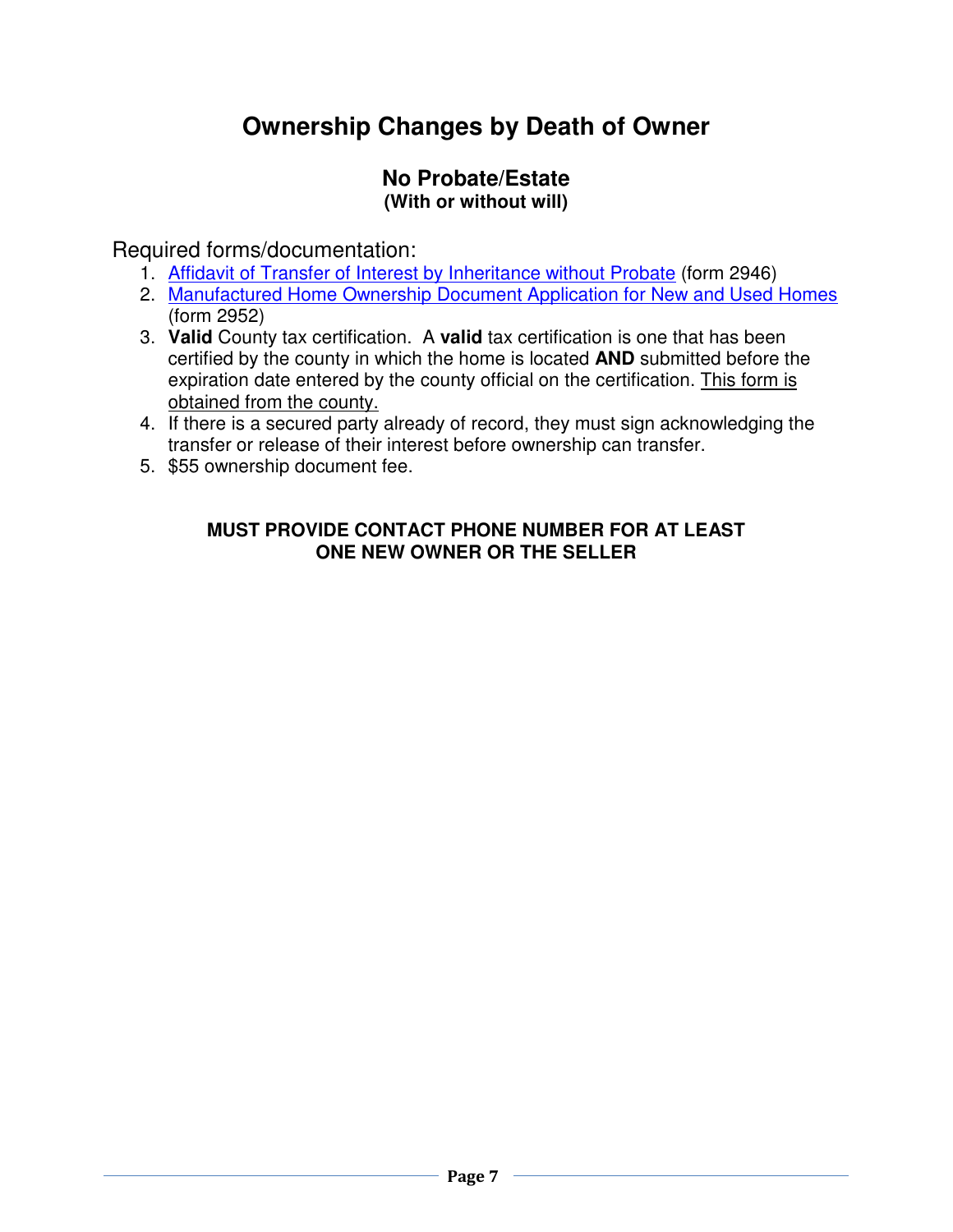# Ownership Changes by Death of Owner

## No Probate/Estate
**(With or without will)**

Required forms/documentation:

1. Affidavit of Transfer of Interest by Inheritance without Probate (form 2946)
2. Manufactured Home Ownership Document Application for New and Used Homes (form 2952)
3. **Valid** County tax certification. A **valid** tax certification is one that has been certified by the county in which the home is located **AND** submitted before the expiration date entered by the county official on the certification. This form is obtained from the county.
4. If there is a secured party already of record, they must sign acknowledging the transfer or release of their interest before ownership can transfer.
5. $55 ownership document fee.

**MUST PROVIDE CONTACT PHONE NUMBER FOR AT LEAST ONE NEW OWNER OR THE SELLER**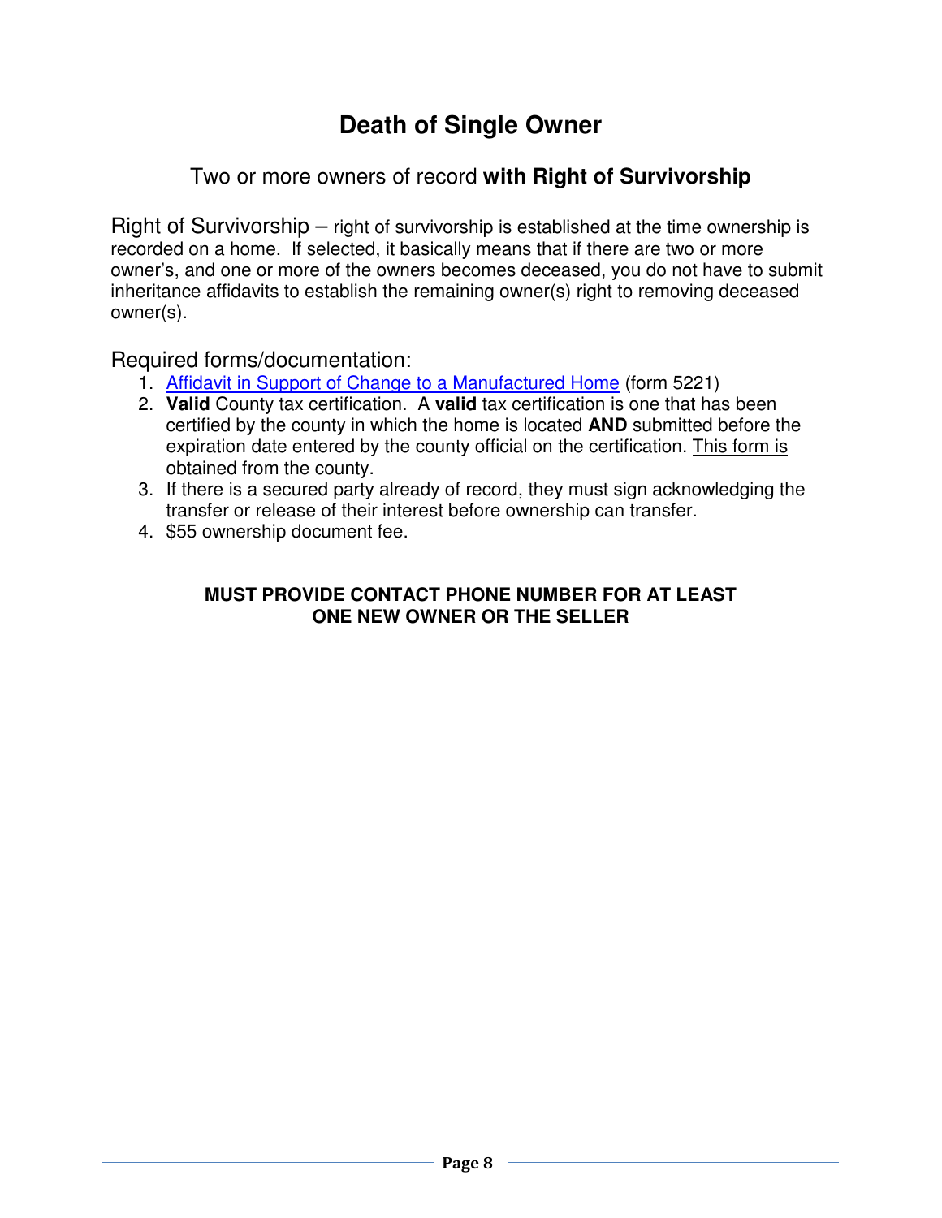# Death of Single Owner

## Two or more owners of record **with Right of Survivorship**

Right of Survivorship – right of survivorship is established at the time ownership is recorded on a home. If selected, it basically means that if there are two or more owner's, and one or more of the owners becomes deceased, you do not have to submit inheritance affidavits to establish the remaining owner(s) right to removing deceased owner(s).

Required forms/documentation:

1. Affidavit in Support of Change to a Manufactured Home (form 5221)
2. **Valid** County tax certification. A **valid** tax certification is one that has been certified by the county in which the home is located **AND** submitted before the expiration date entered by the county official on the certification. This form is obtained from the county.
3. If there is a secured party already of record, they must sign acknowledging the transfer or release of their interest before ownership can transfer.
4. $55 ownership document fee.

**MUST PROVIDE CONTACT PHONE NUMBER FOR AT LEAST ONE NEW OWNER OR THE SELLER**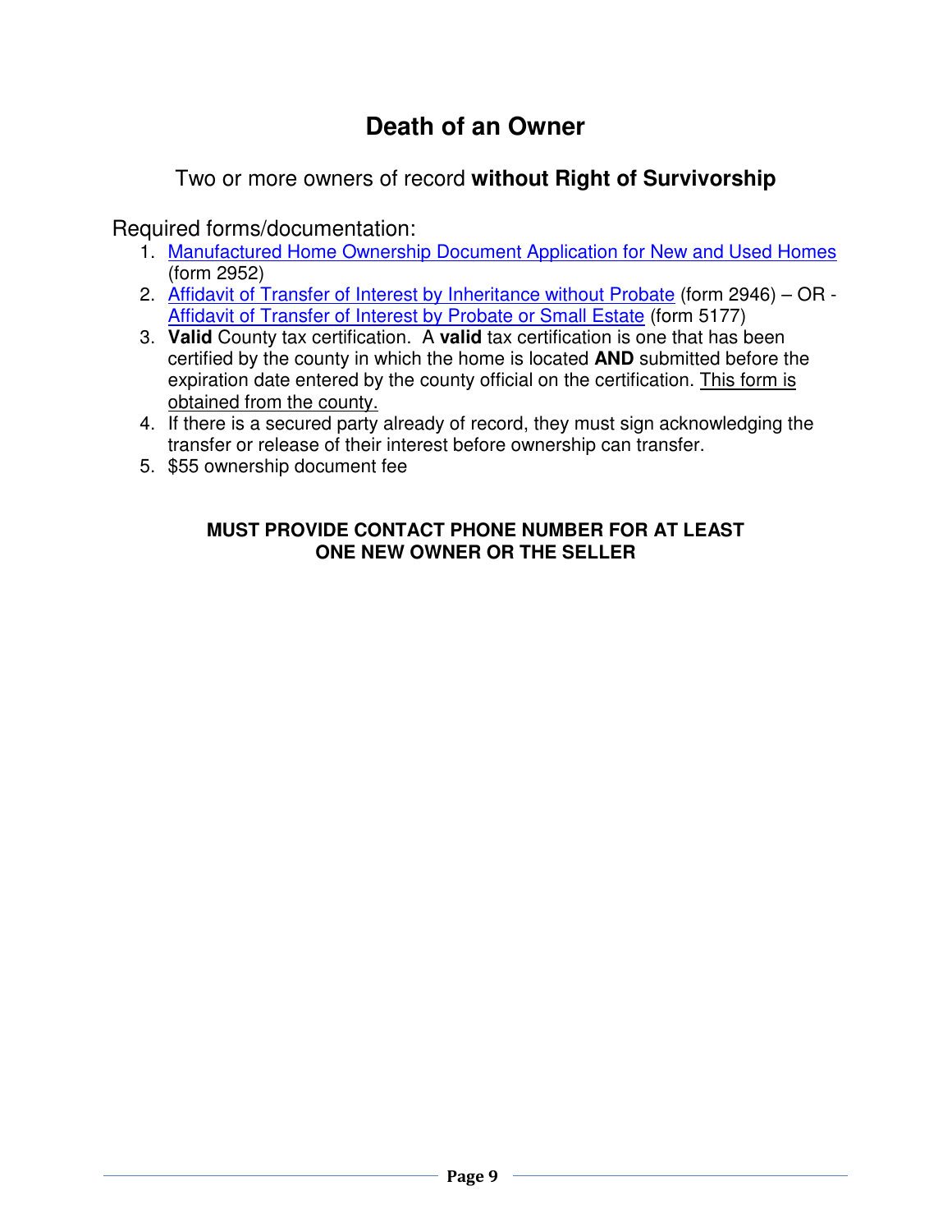# Death of an Owner

## Two or more owners of record **without Right of Survivorship**

Required forms/documentation:

1. Manufactured Home Ownership Document Application for New and Used Homes (form 2952)
2. Affidavit of Transfer of Interest by Inheritance without Probate (form 2946) – OR - Affidavit of Transfer of Interest by Probate or Small Estate (form 5177)
3. **Valid** County tax certification. A **valid** tax certification is one that has been certified by the county in which the home is located **AND** submitted before the expiration date entered by the county official on the certification. <u>This form is obtained from the county.</u>
4. If there is a secured party already of record, they must sign acknowledging the transfer or release of their interest before ownership can transfer.
5. $55 ownership document fee

**MUST PROVIDE CONTACT PHONE NUMBER FOR AT LEAST ONE NEW OWNER OR THE SELLER**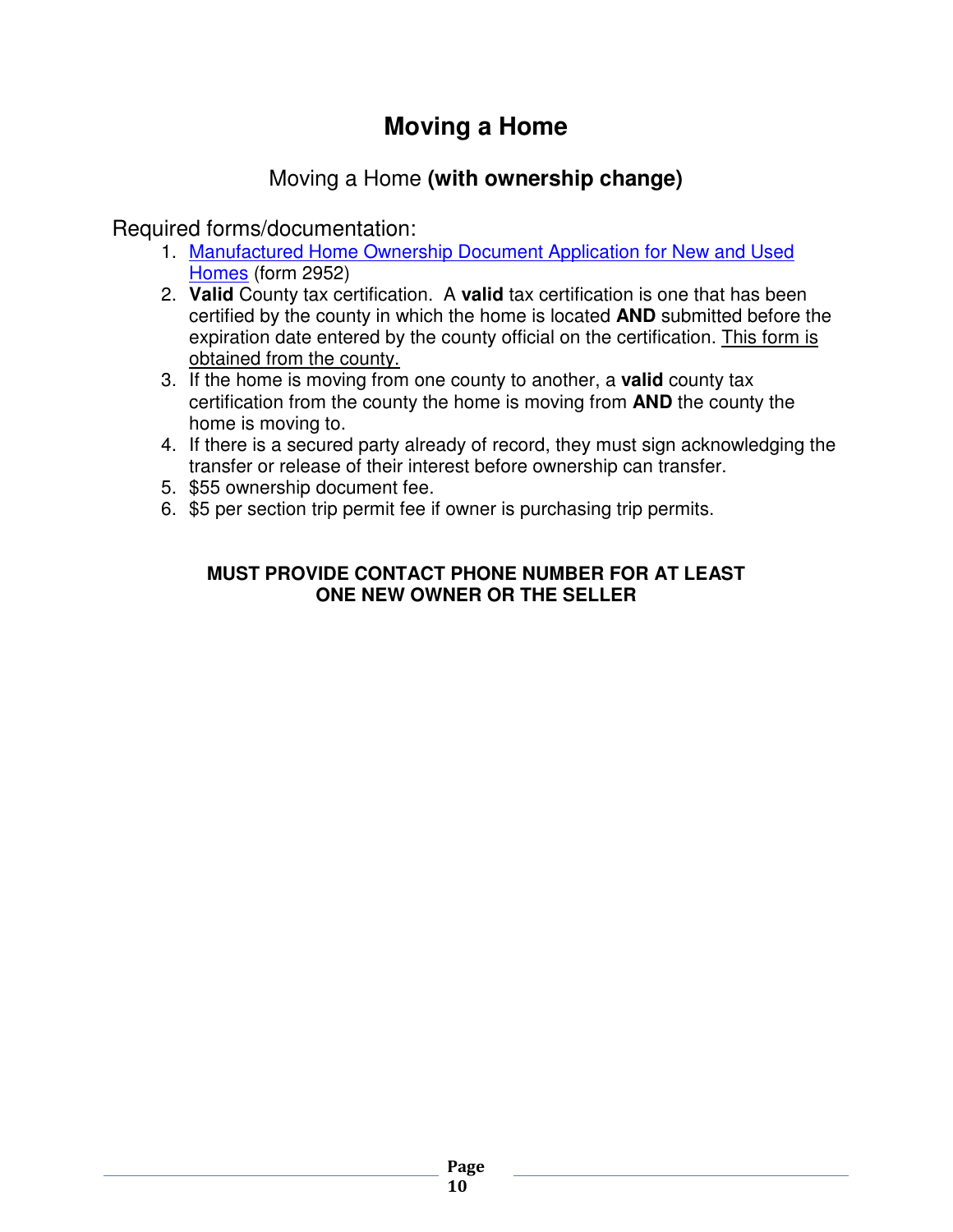# Moving a Home

## Moving a Home **(with ownership change)**

Required forms/documentation:

1. Manufactured Home Ownership Document Application for New and Used Homes (form 2952)
2. **Valid** County tax certification. A **valid** tax certification is one that has been certified by the county in which the home is located **AND** submitted before the expiration date entered by the county official on the certification. This form is obtained from the county.
3. If the home is moving from one county to another, a **valid** county tax certification from the county the home is moving from **AND** the county the home is moving to.
4. If there is a secured party already of record, they must sign acknowledging the transfer or release of their interest before ownership can transfer.
5. $55 ownership document fee.
6. $5 per section trip permit fee if owner is purchasing trip permits.

**MUST PROVIDE CONTACT PHONE NUMBER FOR AT LEAST ONE NEW OWNER OR THE SELLER**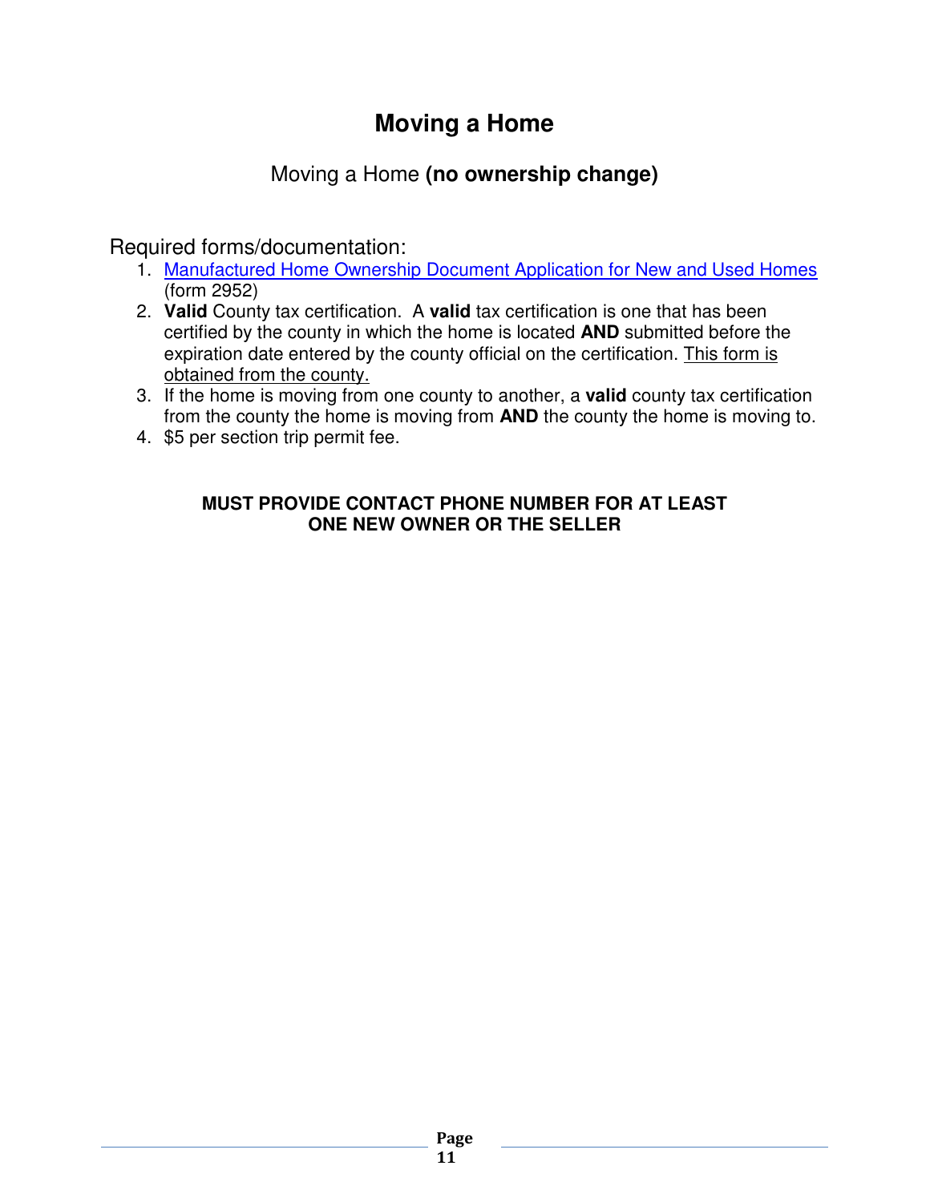# Moving a Home

## Moving a Home **(no ownership change)**

Required forms/documentation:

1. Manufactured Home Ownership Document Application for New and Used Homes (form 2952)
2. **Valid** County tax certification. A **valid** tax certification is one that has been certified by the county in which the home is located **AND** submitted before the expiration date entered by the county official on the certification. This form is obtained from the county.
3. If the home is moving from one county to another, a **valid** county tax certification from the county the home is moving from **AND** the county the home is moving to.
4. $5 per section trip permit fee.

**MUST PROVIDE CONTACT PHONE NUMBER FOR AT LEAST ONE NEW OWNER OR THE SELLER**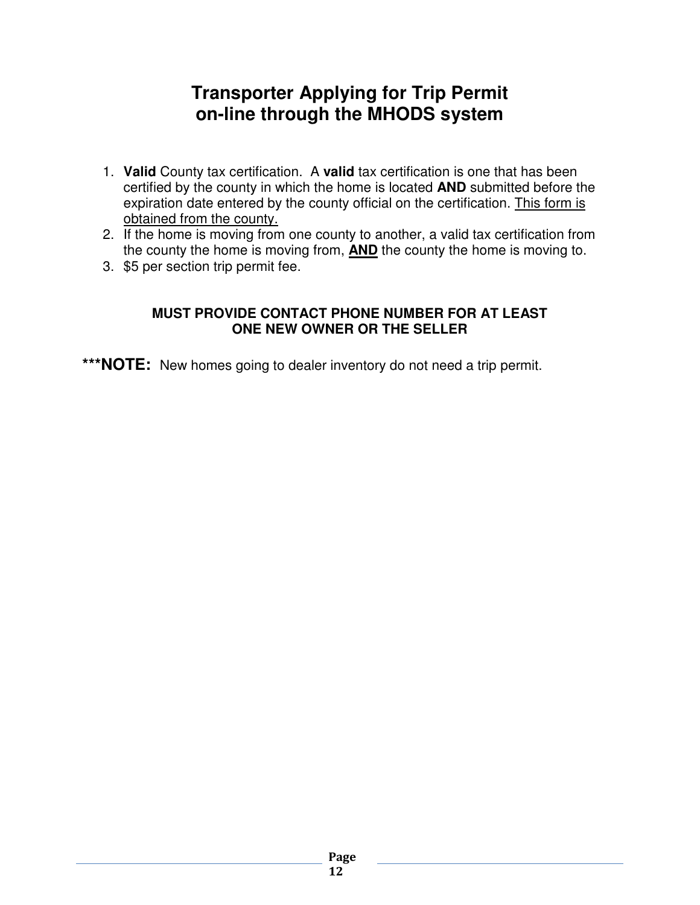# Transporter Applying for Trip Permit on-line through the MHODS system

1. **Valid** County tax certification. A **valid** tax certification is one that has been certified by the county in which the home is located **AND** submitted before the expiration date entered by the county official on the certification. <u>This form is obtained from the county.</u>
2. If the home is moving from one county to another, a valid tax certification from the county the home is moving from, <u>**AND**</u> the county the home is moving to.
3. $5 per section trip permit fee.

**MUST PROVIDE CONTACT PHONE NUMBER FOR AT LEAST ONE NEW OWNER OR THE SELLER**

***NOTE:** New homes going to dealer inventory do not need a trip permit.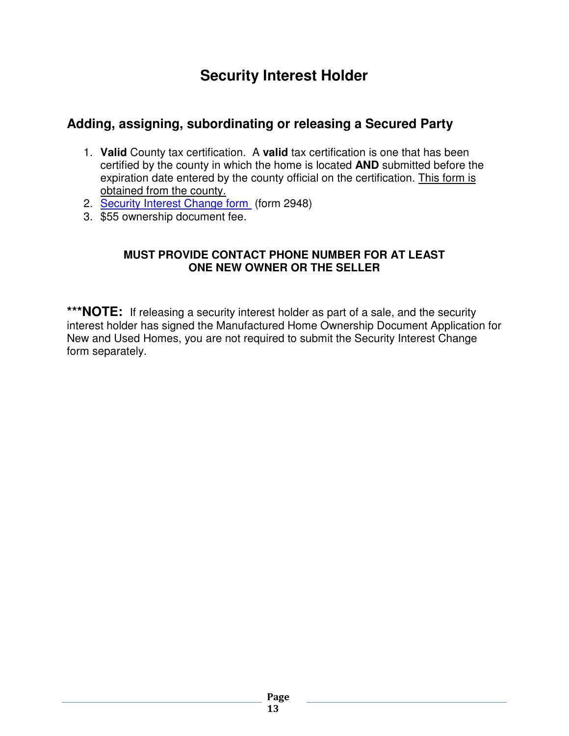# Security Interest Holder

## Adding, assigning, subordinating or releasing a Secured Party

1. **Valid** County tax certification. A **valid** tax certification is one that has been certified by the county in which the home is located **AND** submitted before the expiration date entered by the county official on the certification. <u>This form is obtained from the county.</u>
2. Security Interest Change form (form 2948)
3. $55 ownership document fee.

**MUST PROVIDE CONTACT PHONE NUMBER FOR AT LEAST ONE NEW OWNER OR THE SELLER**

*****NOTE:** If releasing a security interest holder as part of a sale, and the security interest holder has signed the Manufactured Home Ownership Document Application for New and Used Homes, you are not required to submit the Security Interest Change form separately.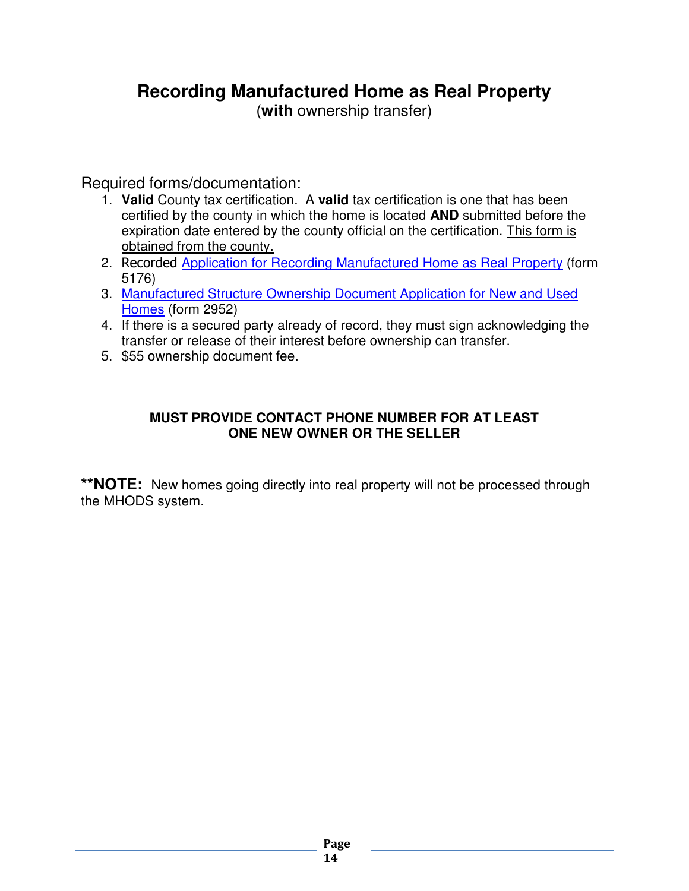# Recording Manufactured Home as Real Property

(**with** ownership transfer)

Required forms/documentation:

1. **Valid** County tax certification. A **valid** tax certification is one that has been certified by the county in which the home is located **AND** submitted before the expiration date entered by the county official on the certification. This form is obtained from the county.
2. Recorded Application for Recording Manufactured Home as Real Property (form 5176)
3. Manufactured Structure Ownership Document Application for New and Used Homes (form 2952)
4. If there is a secured party already of record, they must sign acknowledging the transfer or release of their interest before ownership can transfer.
5. $55 ownership document fee.

**MUST PROVIDE CONTACT PHONE NUMBER FOR AT LEAST ONE NEW OWNER OR THE SELLER**

****NOTE:** New homes going directly into real property will not be processed through the MHODS system.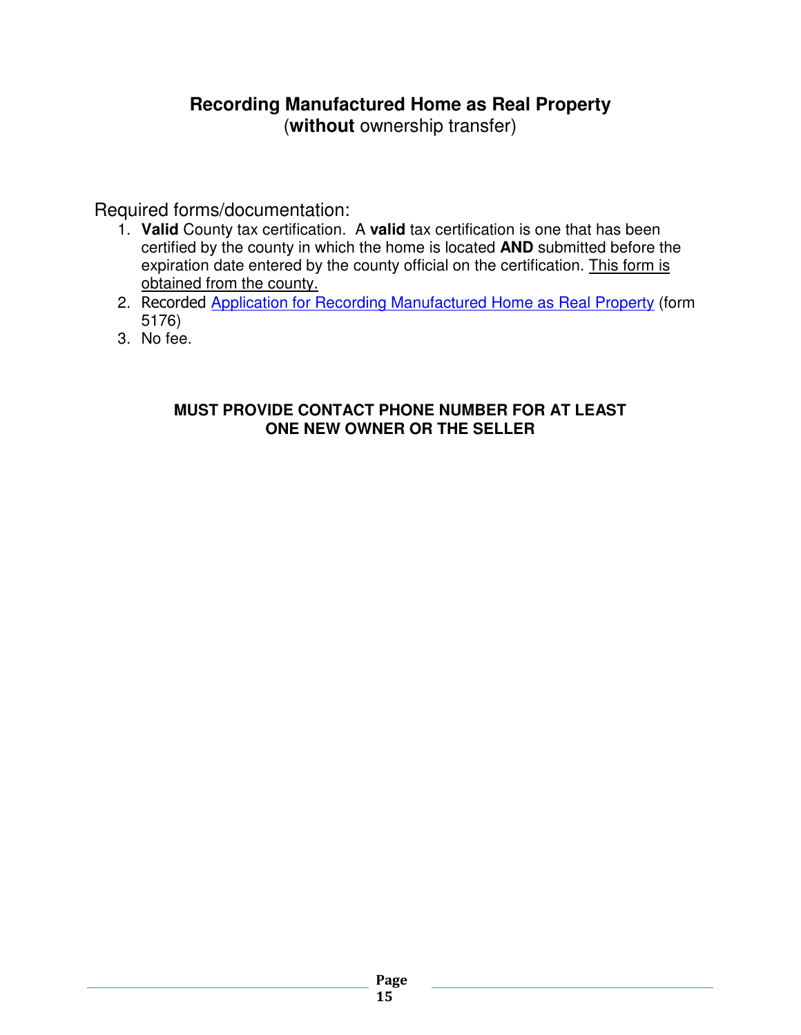## Recording Manufactured Home as Real Property

(**without** ownership transfer)

Required forms/documentation:

1. **Valid** County tax certification. A **valid** tax certification is one that has been certified by the county in which the home is located **AND** submitted before the expiration date entered by the county official on the certification. This form is obtained from the county.
2. Recorded Application for Recording Manufactured Home as Real Property (form 5176)
3. No fee.

**MUST PROVIDE CONTACT PHONE NUMBER FOR AT LEAST ONE NEW OWNER OR THE SELLER**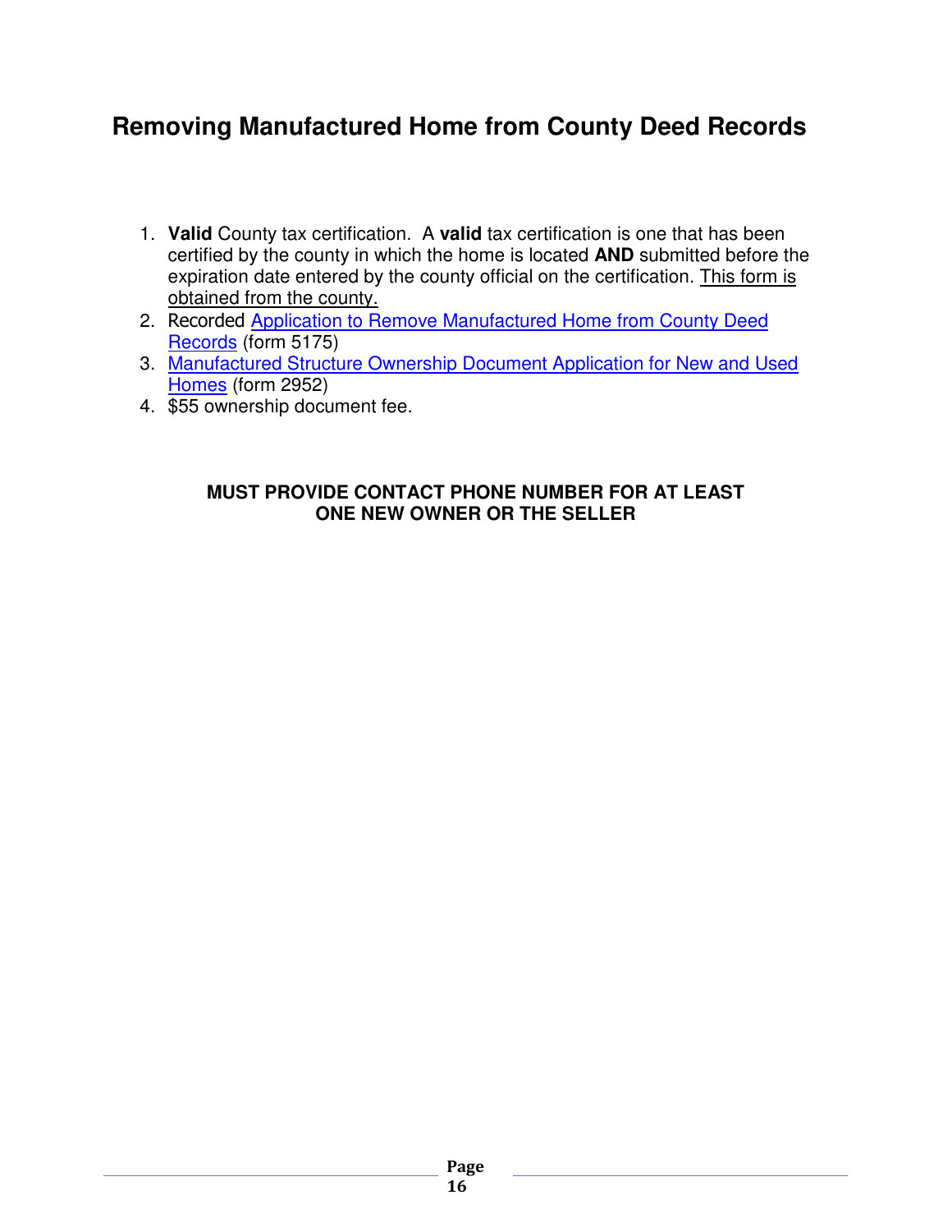# Removing Manufactured Home from County Deed Records

1. **Valid** County tax certification. A **valid** tax certification is one that has been certified by the county in which the home is located **AND** submitted before the expiration date entered by the county official on the certification. This form is obtained from the county.
2. Recorded Application to Remove Manufactured Home from County Deed Records (form 5175)
3. Manufactured Structure Ownership Document Application for New and Used Homes (form 2952)
4. $55 ownership document fee.

**MUST PROVIDE CONTACT PHONE NUMBER FOR AT LEAST ONE NEW OWNER OR THE SELLER**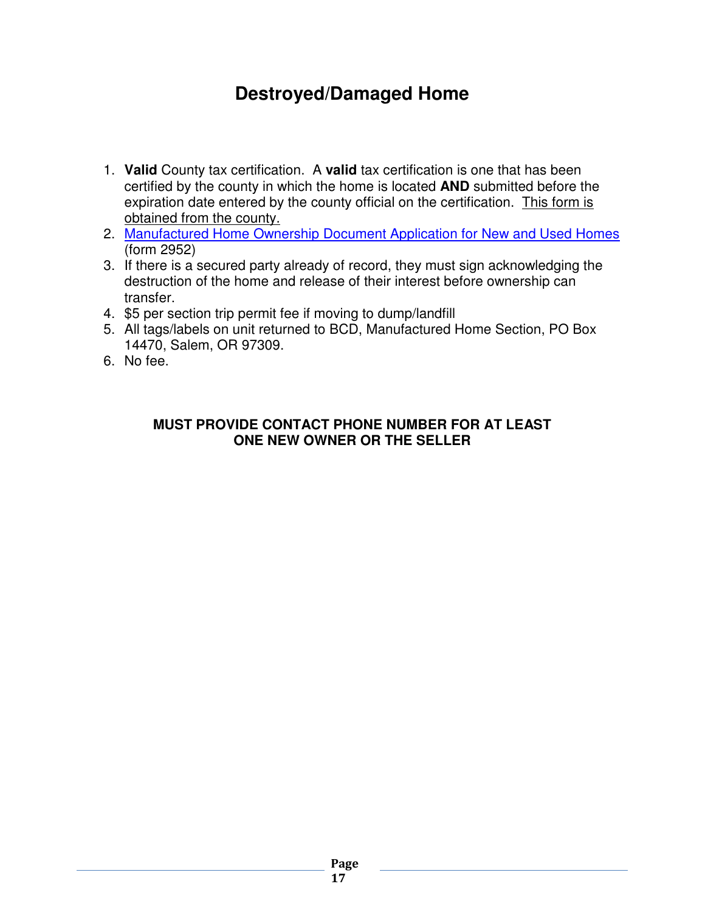# Destroyed/Damaged Home

1. **Valid** County tax certification. A **valid** tax certification is one that has been certified by the county in which the home is located **AND** submitted before the expiration date entered by the county official on the certification. <u>This form is obtained from the county.</u>
2. Manufactured Home Ownership Document Application for New and Used Homes (form 2952)
3. If there is a secured party already of record, they must sign acknowledging the destruction of the home and release of their interest before ownership can transfer.
4. $5 per section trip permit fee if moving to dump/landfill
5. All tags/labels on unit returned to BCD, Manufactured Home Section, PO Box 14470, Salem, OR 97309.
6. No fee.

**MUST PROVIDE CONTACT PHONE NUMBER FOR AT LEAST ONE NEW OWNER OR THE SELLER**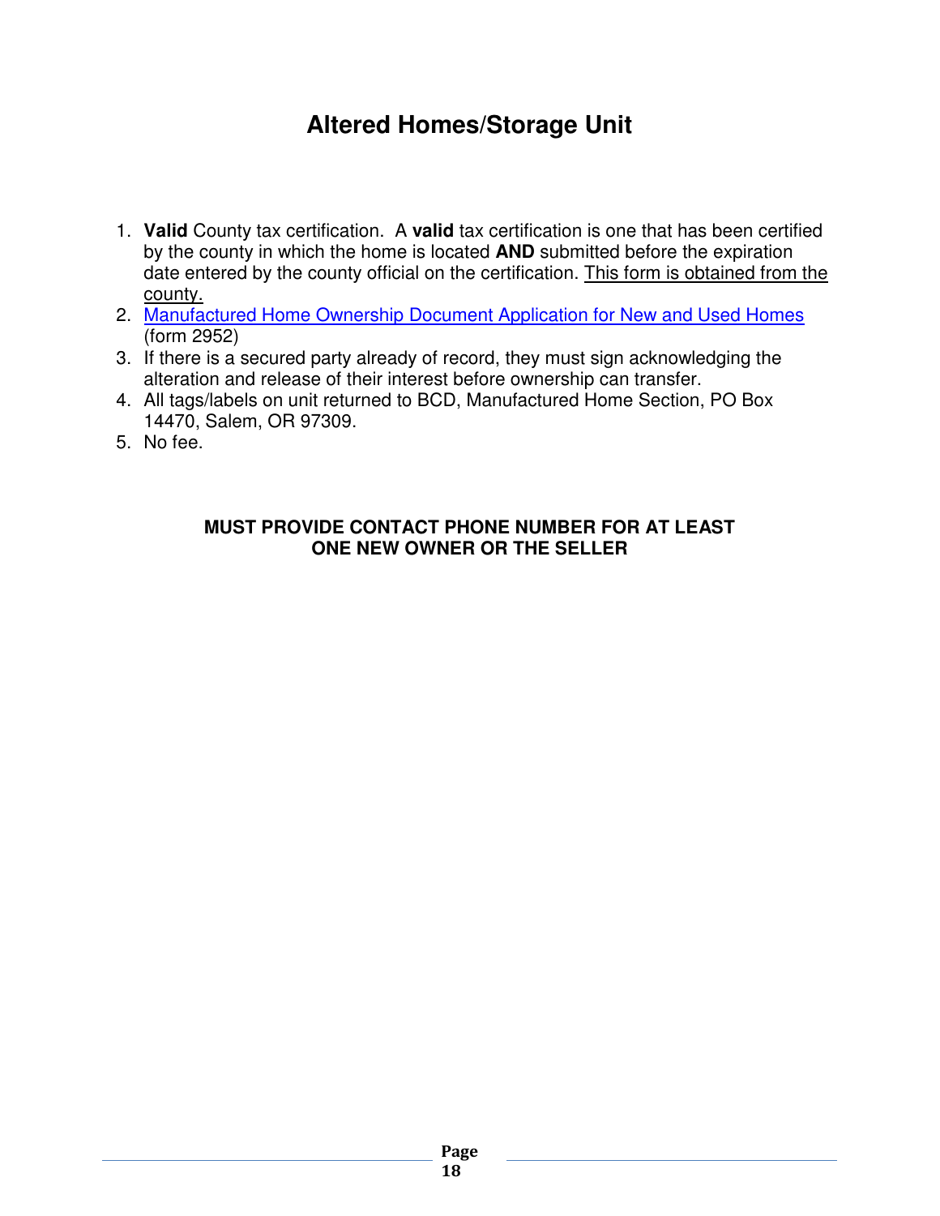# Altered Homes/Storage Unit

1. **Valid** County tax certification. A **valid** tax certification is one that has been certified by the county in which the home is located **AND** submitted before the expiration date entered by the county official on the certification. This form is obtained from the county.
2. Manufactured Home Ownership Document Application for New and Used Homes (form 2952)
3. If there is a secured party already of record, they must sign acknowledging the alteration and release of their interest before ownership can transfer.
4. All tags/labels on unit returned to BCD, Manufactured Home Section, PO Box 14470, Salem, OR 97309.
5. No fee.

**MUST PROVIDE CONTACT PHONE NUMBER FOR AT LEAST ONE NEW OWNER OR THE SELLER**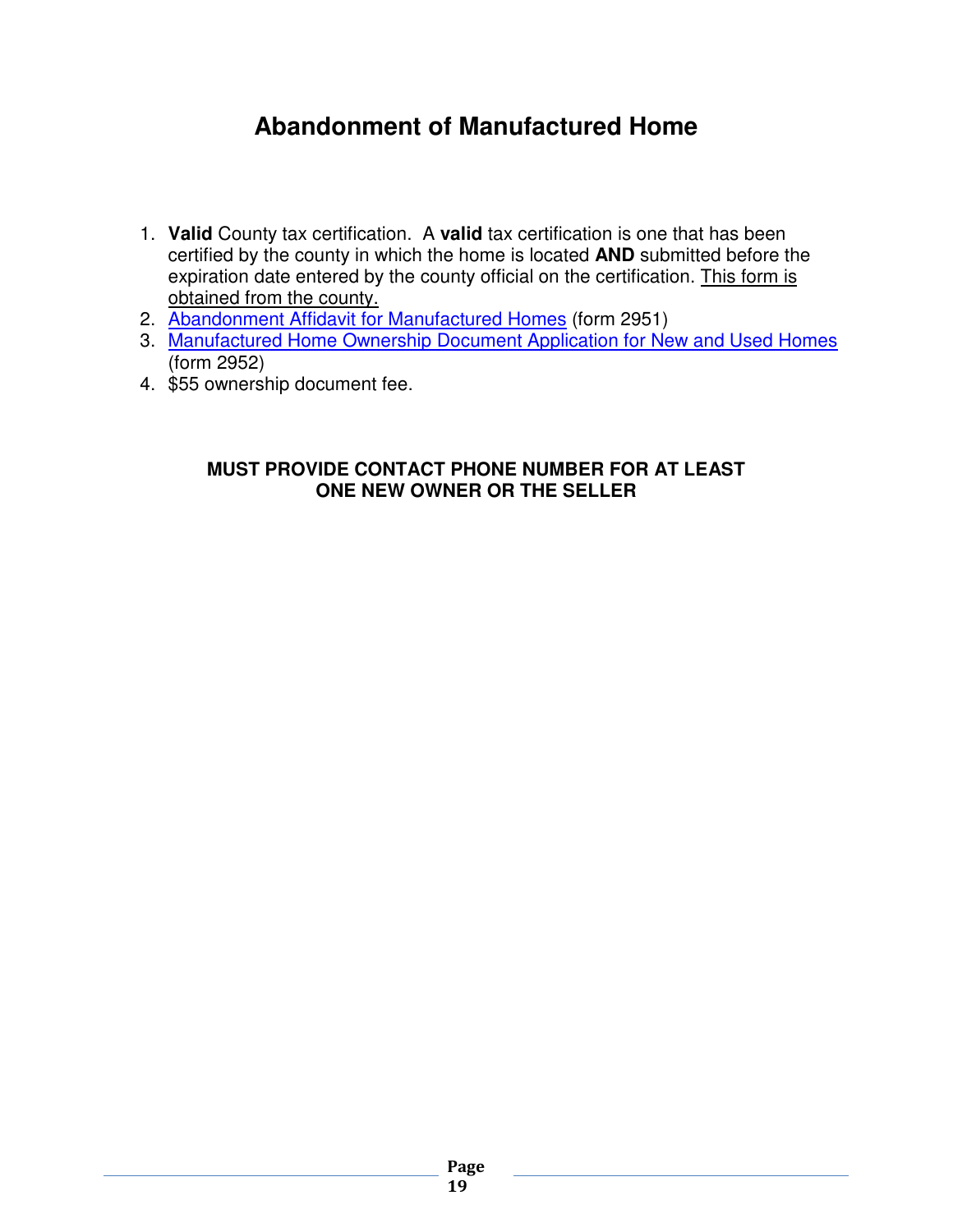# Abandonment of Manufactured Home

1. **Valid** County tax certification. A **valid** tax certification is one that has been certified by the county in which the home is located **AND** submitted before the expiration date entered by the county official on the certification. <u>This form is obtained from the county.</u>
2. Abandonment Affidavit for Manufactured Homes (form 2951)
3. Manufactured Home Ownership Document Application for New and Used Homes (form 2952)
4. $55 ownership document fee.

**MUST PROVIDE CONTACT PHONE NUMBER FOR AT LEAST ONE NEW OWNER OR THE SELLER**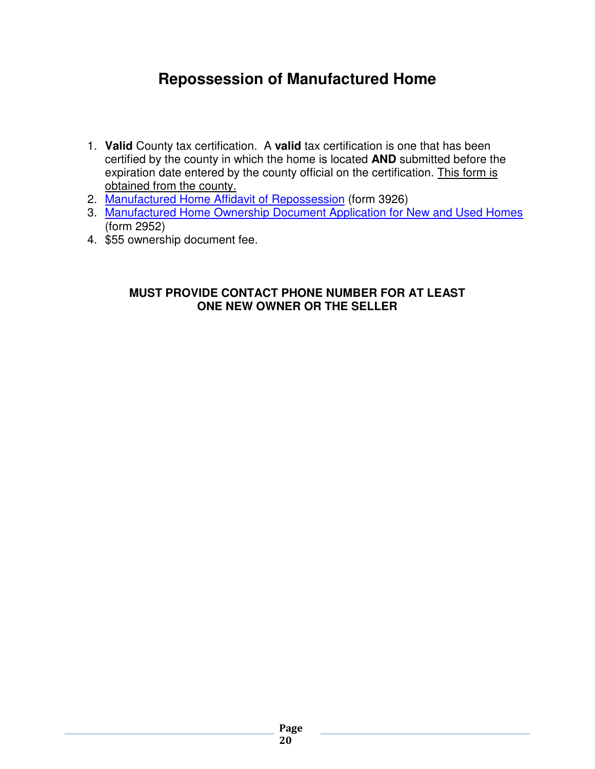# Repossession of Manufactured Home

1. **Valid** County tax certification. A **valid** tax certification is one that has been certified by the county in which the home is located **AND** submitted before the expiration date entered by the county official on the certification. <u>This form is obtained from the county.</u>
2. Manufactured Home Affidavit of Repossession (form 3926)
3. Manufactured Home Ownership Document Application for New and Used Homes (form 2952)
4. $55 ownership document fee.

**MUST PROVIDE CONTACT PHONE NUMBER FOR AT LEAST ONE NEW OWNER OR THE SELLER**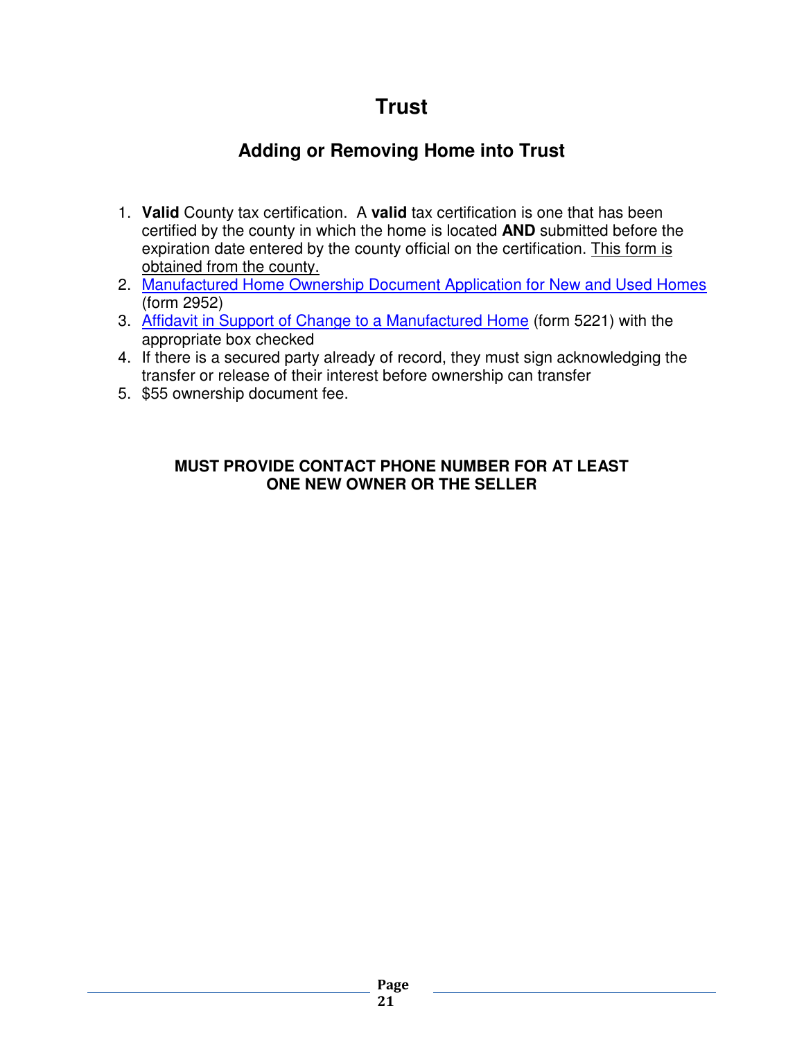# Trust

## Adding or Removing Home into Trust

1. **Valid** County tax certification. A **valid** tax certification is one that has been certified by the county in which the home is located **AND** submitted before the expiration date entered by the county official on the certification. This form is obtained from the county.
2. Manufactured Home Ownership Document Application for New and Used Homes (form 2952)
3. Affidavit in Support of Change to a Manufactured Home (form 5221) with the appropriate box checked
4. If there is a secured party already of record, they must sign acknowledging the transfer or release of their interest before ownership can transfer
5. $55 ownership document fee.

**MUST PROVIDE CONTACT PHONE NUMBER FOR AT LEAST ONE NEW OWNER OR THE SELLER**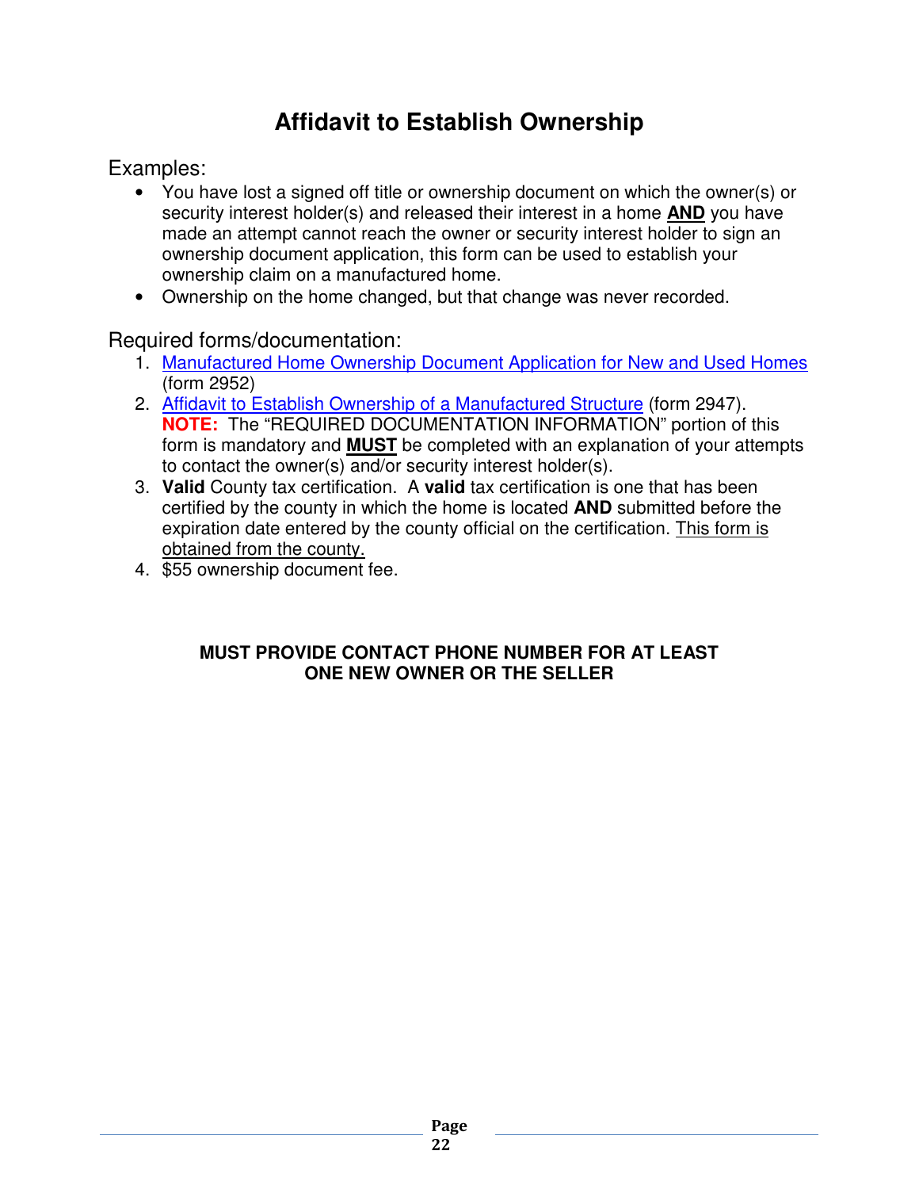# Affidavit to Establish Ownership

Examples:

- You have lost a signed off title or ownership document on which the owner(s) or security interest holder(s) and released their interest in a home **AND** you have made an attempt cannot reach the owner or security interest holder to sign an ownership document application, this form can be used to establish your ownership claim on a manufactured home.
- Ownership on the home changed, but that change was never recorded.

Required forms/documentation:

1. Manufactured Home Ownership Document Application for New and Used Homes (form 2952)
2. Affidavit to Establish Ownership of a Manufactured Structure (form 2947). **NOTE:** The "REQUIRED DOCUMENTATION INFORMATION" portion of this form is mandatory and **MUST** be completed with an explanation of your attempts to contact the owner(s) and/or security interest holder(s).
3. **Valid** County tax certification. A **valid** tax certification is one that has been certified by the county in which the home is located **AND** submitted before the expiration date entered by the county official on the certification. This form is obtained from the county.
4. $55 ownership document fee.

**MUST PROVIDE CONTACT PHONE NUMBER FOR AT LEAST ONE NEW OWNER OR THE SELLER**